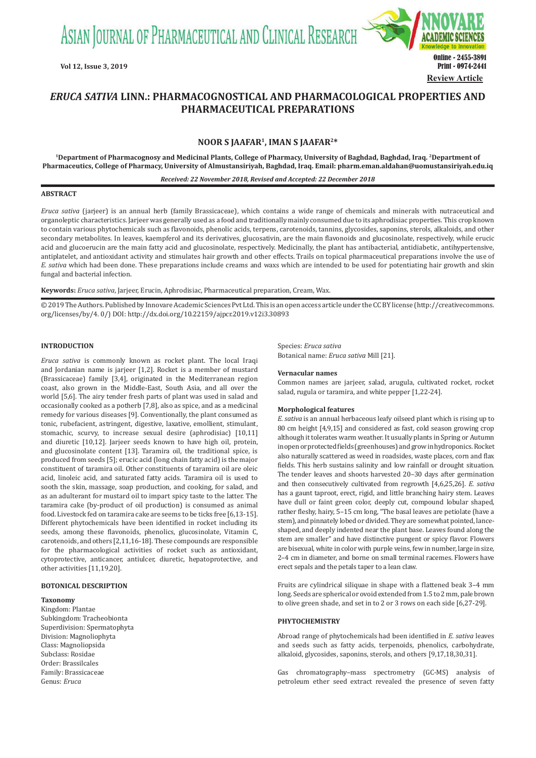# *ERUCA SATIVA* LINN.: PHARMACOGNOSTICAL AND PHARMACOLOGICAL PROPERTIES AND PHARMACEUTICAL PREPARATIONS

**NOOR S JAAFAR[1], IMAN S JAAFAR[2]***

[1]Department of Pharmacognosy and Medicinal Plants, College of Pharmacy, University of Baghdad, Baghdad, Iraq. [2]Department of Pharmaceutics, College of Pharmacy, University of Almustansiriyah, Baghdad, Iraq. Email: pharm.eman.aldahan@uomustansiriyah.edu.iq

*Received: 22 November 2018, Revised and Accepted: 22 December 2018*

## ABSTRACT

*Eruca sativa* (jarjeer) is an annual herb (family Brassicaceae), which contains a wide range of chemicals and minerals with nutraceutical and organoleptic characteristics. Jarjeer was generally used as a food and traditionally mainly consumed due to its aphrodisiac properties. This crop known to contain various phytochemicals such as flavonoids, phenolic acids, terpens, carotenoids, tannins, glycosides, saponins, sterols, alkaloids, and other secondary metabolites. In leaves, kaempferol and its derivatives, glucosativin, are the main flavonoids and glucosinolate, respectively, while erucic acid and glucoerucin are the main fatty acid and glucosinolate, respectively. Medicinally, the plant has antibacterial, antidiabetic, antihypertensive, antiplatelet, and antioxidant activity and stimulates hair growth and other effects. Trails on topical pharmaceutical preparations involve the use of *E. sativa* which had been done. These preparations include creams and waxs which are intended to be used for potentiating hair growth and skin fungal and bacterial infection.

**Keywords:** *Eruca sativa*, Jarjeer, Erucin, Aphrodisiac, Pharmaceutical preparation, Cream, Wax.

© 2019 The Authors. Published by Innovare Academic Sciences Pvt Ltd. This is an open access article under the CC BY license (http://creativecommons.org/licenses/by/4. 0/) DOI: http://dx.doi.org/10.22159/ajpcr.2019.v12i3.30893

## INTRODUCTION

*Eruca sativa* is commonly known as rocket plant. The local Iraqi and Jordanian name is jarjeer [1,2]. Rocket is a member of mustard (Brassicaceae) family [3,4], originated in the Mediterranean region coast, also grown in the Middle-East, South Asia, and all over the world [5,6]. The airy tender fresh parts of plant was used in salad and occasionally cooked as a potherb [7,8], also as spice, and as a medicinal remedy for various diseases [9]. Conventionally, the plant consumed as tonic, rubefacient, astringent, digestive, laxative, emollient, stimulant, stomachic, scurvy, to increase sexual desire (aphrodisiac) [10,11] and diuretic [10,12]. Jarjeer seeds known to have high oil, protein, and glucosinolate content [13]. Taramira oil, the traditional spice, is produced from seeds [5]; erucic acid (long chain fatty acid) is the major constituent of taramira oil. Other constituents of taramira oil are oleic acid, linoleic acid, and saturated fatty acids. Taramira oil is used to sooth the skin, massage, soap production, and cooking, for salad, and as an adulterant for mustard oil to impart spicy taste to the latter. The taramira cake (by-product of oil production) is consumed as animal food. Livestock fed on taramira cake are seems to be ticks free [6,13-15]. Different phytochemicals have been identified in rocket including its seeds, among these flavonoids, phenolics, glucosinolate, Vitamin C, carotenoids, and others [2,11,16-18]. These compounds are responsible for the pharmacological activities of rocket such as antioxidant, cytoprotective, anticancer, antiulcer, diuretic, hepatoprotective, and other activities [11,19,20].

## BOTONICAL DESCRIPTION

### Taxonomy

Kingdom: Plantae
Subkingdom: Tracheobionta
Superdivision: Spermatophyta
Division: Magnoliophyta
Class: Magnoliopsida
Subclass: Rosidae
Order: Brassilcales
Family: Brassicaceae
Genus: *Eruca*
Species: *Eruca sativa*
Botanical name: *Eruca sativa* Mill [21].

### Vernacular names

Common names are jarjeer, salad, arugula, cultivated rocket, rocket salad, rugula or taramira, and white pepper [1,22-24].

### Morphological features

*E. sativa* is an annual herbaceous leafy oilseed plant which is rising up to 80 cm height [4,9,15] and considered as fast, cold season growing crop although it tolerates warm weather. It usually plants in Spring or Autumn in open or protected fields (greenhouses) and grow in hydroponics. Rocket also naturally scattered as weed in roadsides, waste places, corn and flax fields. This herb sustains salinity and low rainfall or drought situation. The tender leaves and shoots harvested 20–30 days after germination and then consecutively cultivated from regrowth [4,6,25,26]. *E. sativa* has a gaunt taproot, erect, rigid, and little branching hairy stem. Leaves have dull or faint green color, deeply cut, compound lobular shaped, rather fleshy, hairy, 5–15 cm long, "The basal leaves are petiolate (have a stem), and pinnately lobed or divided. They are somewhat pointed, lance-shaped, and deeply indented near the plant base. Leaves found along the stem are smaller" and have distinctive pungent or spicy flavor. Flowers are bisexual, white in color with purple veins, few in number, large in size, 2–4 cm in diameter, and borne on small terminal racemes. Flowers have erect sepals and the petals taper to a lean claw.

Fruits are cylindrical siliquae in shape with a flattened beak 3–4 mm long. Seeds are spherical or ovoid extended from 1.5 to 2 mm, pale brown to olive green shade, and set in to 2 or 3 rows on each side [6,27-29].

## PHYTOCHEMISTRY

Abroad range of phytochemicals had been identified in *E. sativa* leaves and seeds such as fatty acids, terpenoids, phenolics, carbohydrate, alkaloid, glycosides, saponins, sterols, and others [9,17,18,30,31].

Gas chromatography–mass spectrometry (GC-MS) analysis of petroleum ether seed extract revealed the presence of seven fatty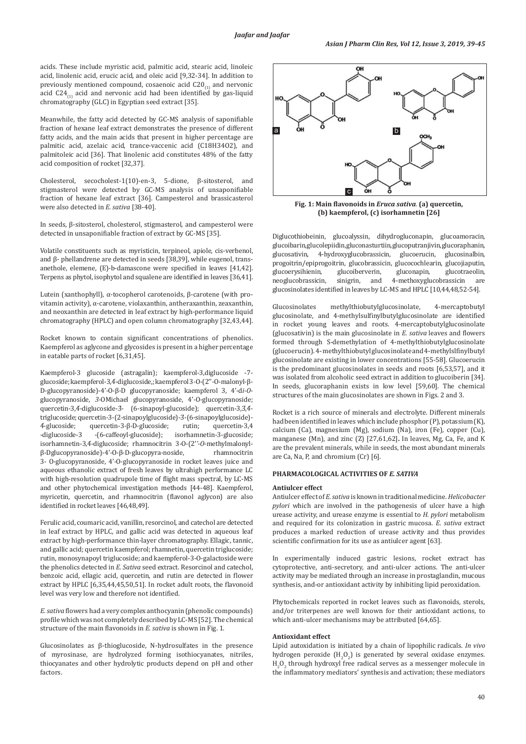acids. These include myristic acid, palmitic acid, stearic acid, linoleic acid, linolenic acid, erucic acid, and oleic acid [9,32-34]. In addition to previously mentioned compound, cosaenoic acid $C20_{(1)}$ and nervonic acid $C24_{(1)}$ acid and nervonic acid had been identified by gas-liquid chromatography (GLC) in Egyptian seed extract [35].

Meanwhile, the fatty acid detected by GC-MS analysis of saponifiable fraction of hexane leaf extract demonstrates the presence of different fatty acids, and the main acids that present in higher percentage are palmitic acid, azelaic acid, trance-vaccenic acid ($C18H34O2$), and palmitoleic acid [36]. That linolenic acid constitutes 48% of the fatty acid composition of rocket [32,37].

Cholesterol, secocholest-1(10)-en-3, 5-dione, β-sitosterol, and stigmasterol were detected by GC-MS analysis of unsaponifiable fraction of hexane leaf extract [36]. Campesterol and brassicasterol were also detected in *E. sativa* [38-40].

In seeds, β-sitosterol, cholesterol, stigmasterol, and campesterol were detected in unsaponifiable fraction of extract by GC-MS [35].

Volatile constituents such as myristicin, terpineol, apiole, cis-verbenol, and β- phellandrene are detected in seeds [38,39], while eugenol, trans-anethole, elemene, (E)-b-damascone were specified in leaves [41,42]. Terpens as phytol, isophytol and squalene are identified in leaves [36,41].

Lutein (xanthophyll), α-tocopherol carotenoids, β-carotene (with pro-vitamin activity), α-carotene, violaxanthin, antheraxanthin, zeaxanthin, and neoxanthin are detected in leaf extract by high-performance liquid chromatography (HPLC) and open column chromatography [32,43,44].

Rocket known to contain significant concentrations of phenolics. Kaempferol as aglycone and glycosides is present in a higher percentage in eatable parts of rocket [6,31,45].

Kaempferol-3 glucoside (astragalin); kaempferol-3,diglucoside -7-glucoside; kaempferol-3,4-diglucoside,; kaempferol 3-O-(2''-O-malonyl-β-D-glucopyranoside)-4'-O-β-D glucopyranoside; kaempferol 3, 4'-d*i-O*-glucopyranoside, *3*-OMichael glucopyranoside, 4'-O-glucopyranoside; quercetin-3,4-diglucoside-3- (6-sinapoyl-glucoside); quercetin-3,*3*,4-triglucoside; quercetin-3-(2-sinapoylglucoside)-*3*-(6-sinapoylglucoside)-4-glucoside; quercetin-3-β-D-glucoside; rutin; quercetin-3,4 -diglucoside-3 -(6-caffeoyl-glucoside); isorhamnetin-3-glucoside; isorhamnetin-3,4-diglucoside; rhamnocitrin 3-O-(2''-*O*-methylmalonyl-β-Dglucopyranoside)-4'-O-β-D-glucopyra-noside, rhamnocitrin 3- O-glucopyranoside, 4'-O-glucopyranoside in rocket leaves juice and aqueous ethanolic extract of fresh leaves by ultrahigh performance LC with high-resolution quadrupole time of flight mass spectral, by LC-MS and other phytochemical investigation methods [44-48]. Kaempferol, myricetin, quercetin, and rhamnocitrin (flavonol aglycon) are also identified in rocket leaves [46,48,49].

Ferulic acid, coumaric acid, vanillin, resorcinol, and catechol are detected in leaf extract by HPLC, and gallic acid was detected in aqueous leaf extract by high-performance thin-layer chromatography. Ellagic, tannic, and gallic acid; quercetin kaempferol; rhamnetin, quercetin triglucoside; rutin, monosynapoyl triglucoside; and kaempferol-3-O-galactoside were the phenolics detected in *E. Sativa* seed extract. Resorcinol and catechol, benzoic acid, ellagic acid, quercetin, and rutin are detected in flower extract by HPLC [6,35,44,45,50,51]. In rocket adult roots, the flavonoid level was very low and therefore not identified.

*E. sativa* flowers had a very complex anthocyanin (phenolic compounds) profile which was not completely described by LC-MS [52]. The chemical structure of the main flavonoids in *E. sativa* is shown in Fig. 1.

Glucosinolates as β-thioglucoside, N-hydrosulfates in the presence of myrosinase, are hydrolyzed forming isothiocyanates, nitriles, thiocyanates and other hydrolytic products depend on pH and other factors.

**Fig. 1: Main flavonoids in *Eruca sativa*. (a) quercetin, (b) kaempferol, (c) isorhamnetin [26]**

Diglucothiobeinin, glucoalyssin, dihydrogluconapin, glucoamoracin, glucoibarin, glucolepiidin, gluconasturtiin, glucoputranjivin, glucoraphanin, glucosativin, 4-hydroxyglucobrassicin, glucoerucin, glucosinalbin, progoitrin/epiprogoitrin, glucobrassicin, glucocochlearin, glucojiaputin, glucoerysihienin, glucoiberverin, gluconapin, glucotraeolin, neoglucobrassicin, sinigrin, and 4-methoxyglucobrassicin are glucosinolates identified in leaves by LC-MS and HPLC [10,44,48,52-54].

Glucosinolates methylthiobutylglucosinolate, 4-mercaptobutyl glucosinolate, and 4-methylsulfinylbutylglucosinolate are identified in rocket young leaves and roots. 4-mercaptobutylglucosinolate (glucosativin) is the main glucosinolate in *E. sativa* leaves and flowers formed through S-demethylation of 4-methylthiobutylglucosinolate (glucoerucin). 4-methylthiobutyl glucosinolate and 4-methylslfinylbutyl glucosinolate are existing in lower concentrations [55-58]. Glucoerucin is the predominant glucosinolates in seeds and roots [6,53,57], and it was isolated from alcoholic seed extract in addition to glucoiberin [34]. In seeds, glucoraphanin exists in low level [59,60]. The chemical structures of the main glucosinolates are shown in Figs. 2 and 3.

Rocket is a rich source of minerals and electrolyte. Different minerals had been identified in leaves which include phosphor (P), potassium (K), calcium (Ca), magnesium (Mg), sodium (Na), iron (Fe), copper (Cu), manganese (Mn), and zinc (Z) [27,61,62]. In leaves, Mg, Ca, Fe, and K are the prevalent minerals, while in seeds, the most abundant minerals are Ca, Na, P, and chromium (Cr) [6].

## PHARMACOLOGICAL ACTIVITIES OF *E. SATIVA*

### Antiulcer effect

Antiulcer effect of *E. sativa* is known in traditional medicine. *Helicobacter pylori* which are involved in the pathogenesis of ulcer have a high urease activity, and urease enzyme is essential to *H. pylori* metabolism and required for its colonization in gastric mucosa. *E. sativa* extract produces a marked reduction of urease activity and thus provides scientific confirmation for its use as antiulcer agent [63].

In experimentally induced gastric lesions, rocket extract has cytoprotective, anti-secretory, and anti-ulcer actions. The anti-ulcer activity may be mediated through an increase in prostaglandin, mucous synthesis, and-or antioxidant activity by inhibiting lipid peroxidation.

Phytochemicals reported in rocket leaves such as flavonoids, sterols, and/or triterpenes are well known for their antioxidant actions, to which anti-ulcer mechanisms may be attributed [64,65].

### Antioxidant effect

Lipid autoxidation is initiated by a chain of lipophilic radicals. *In vivo* hydrogen peroxide ($H_2O_2$) is generated by several oxidase enzymes. $H_2O_2$ through hydroxyl free radical serves as a messenger molecule in the inflammatory mediators' synthesis and activation; these mediators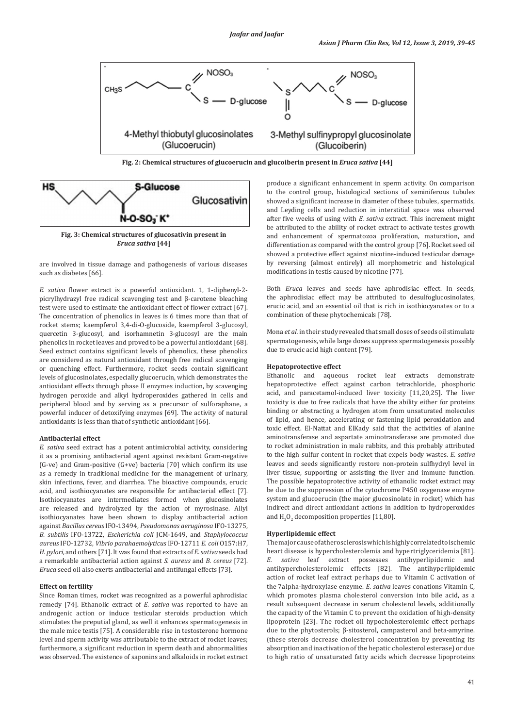Fig. 2: Chemical structures of glucoerucin and glucoiberin present in *Eruca sativa* [44]

Fig. 3: Chemical structures of glucosativin present in *Eruca sativa* [44]

are involved in tissue damage and pathogenesis of various diseases such as diabetes [66].

*E. sativa* flower extract is a powerful antioxidant. 1, 1-diphenyl-2-picrylhydrazyl free radical scavenging test and β-carotene bleaching test were used to estimate the antioxidant effect of flower extract [67]. The concentration of phenolics in leaves is 6 times more than that of rocket stems; kaempferol 3,4-di-O-glucoside, kaempferol 3-glucosyl, quercetin 3-glucosyl, and isorhamnetin 3-glucosyl are the main phenolics in rocket leaves and proved to be a powerful antioxidant [68]. Seed extract contains significant levels of phenolics, these phenolics are considered as natural antioxidant through free radical scavenging or quenching effect. Furthermore, rocket seeds contain significant levels of glucosinolates, especially glucoerucin, which demonstrates the antioxidant effects through phase II enzymes induction, by scavenging hydrogen peroxide and alkyl hydroperoxides gathered in cells and peripheral blood and by serving as a precursor of sulforaphane, a powerful inducer of detoxifying enzymes [69]. The activity of natural antioxidants is less than that of synthetic antioxidant [66].

#### Antibacterial effect

*E. sativa* seed extract has a potent antimicrobial activity, considering it as a promising antibacterial agent against resistant Gram-negative (G-ve) and Gram-positive (G+ve) bacteria [70] which confirm its use as a remedy in traditional medicine for the management of urinary, skin infections, fever, and diarrhea. The bioactive compounds, erucic acid, and isothiocyanates are responsible for antibacterial effect [7]. Isothiocyanates are intermediates formed when glucosinolates are released and hydrolyzed by the action of myrosinase. Allyl isothiocyanates have been shown to display antibacterial action against *Bacillus cereus* IFO-13494, *Pseudomonas aeruginosa* IFO-13275, *B. subtilis* IFO-13722, *Escherichia coli* JCM-1649, and *Staphylococcus aureus* IFO-12732, *Vibrio parahaemolyticus* IFO-12711 *E. coli* O157:H7, *H. pylori*, and others [71]. It was found that extracts of *E. sativa* seeds had a remarkable antibacterial action against *S. aureus* and *B. cereus* [72]. *Eruca* seed oil also exerts antibacterial and antifungal effects [73].

#### Effect on fertility

Since Roman times, rocket was recognized as a powerful aphrodisiac remedy [74]. Ethanolic extract of *E. sativa* was reported to have an androgenic action or induce testicular steroids production which stimulates the preputial gland, as well it enhances spermatogenesis in the male mice testis [75]. A considerable rise in testosterone hormone level and sperm activity was attributable to the extract of rocket leaves; furthermore, a significant reduction in sperm death and abnormalities was observed. The existence of saponins and alkaloids in rocket extract produce a significant enhancement in sperm activity. On comparison to the control group, histological sections of seminiferous tubules showed a significant increase in diameter of these tubules, spermatids, and Leyding cells and reduction in interstitial space was observed after five weeks of using with *E. sativa* extract. This increment might be attributed to the ability of rocket extract to activate testes growth and enhancement of spermatozoa proliferation, maturation, and differentiation as compared with the control group [76]. Rocket seed oil showed a protective effect against nicotine-induced testicular damage by reversing (almost entirely) all morphometric and histological modifications in testis caused by nicotine [77].

Both *Eruca* leaves and seeds have aphrodisiac effect. In seeds, the aphrodisiac effect may be attributed to desulfoglucosinolates, erucic acid, and an essential oil that is rich in isothiocyanates or to a combination of these phytochemicals [78].

Mona *et al.* in their study revealed that small doses of seeds oil stimulate spermatogenesis, while large doses suppress spermatogenesis possibly due to erucic acid high content [79].

#### Hepatoprotective effect

Ethanolic and aqueous rocket leaf extracts demonstrate hepatoprotective effect against carbon tetrachloride, phosphoric acid, and paracetamol-induced liver toxicity [11,20,25]. The liver toxicity is due to free radicals that have the ability either for proteins binding or abstracting a hydrogen atom from unsaturated molecules of lipid, and hence, accelerating or fastening lipid peroxidation and toxic effect. El-Nattat and ElKady said that the activities of alanine aminotransferase and aspartate aminotransferase are promoted due to rocket administration in male rabbits, and this probably attributed to the high sulfur content in rocket that expels body wastes. *E. sativa* leaves and seeds significantly restore non-protein sulfhydryl level in liver tissue, supporting or assisting the liver and immune function. The possible hepatoprotective activity of ethanolic rocket extract may be due to the suppression of the cytochrome P450 oxygenase enzyme system and glucoerucin (the major glucosinolate in rocket) which has indirect and direct antioxidant actions in addition to hydroperoxides and $H_2O_2$ decomposition properties [11,80].

#### Hyperlipidemic effect

The major cause of atherosclerosis which is highly correlated to ischemic heart disease is hypercholesterolemia and hypertriglyceridemia [81]. *E. sativa* leaf extract possesses antihyperlipidemic and antihypercholesterolemic effects [82]. The antihyperlipidemic action of rocket leaf extract perhaps due to Vitamin C activation of the 7alpha-hydroxylase enzyme. *E. sativa* leaves conations Vitamin C, which promotes plasma cholesterol conversion into bile acid, as a result subsequent decrease in serum cholesterol levels, additionally the capacity of the Vitamin C to prevent the oxidation of high-density lipoprotein [23]. The rocket oil hypocholesterolemic effect perhaps due to the phytosterols; β-sitosterol, campasterol and beta-amyrine. (these sterols decrease cholesterol concentration by preventing its absorption and inactivation of the hepatic cholesterol esterase) or due to high ratio of unsaturated fatty acids which decrease lipoproteins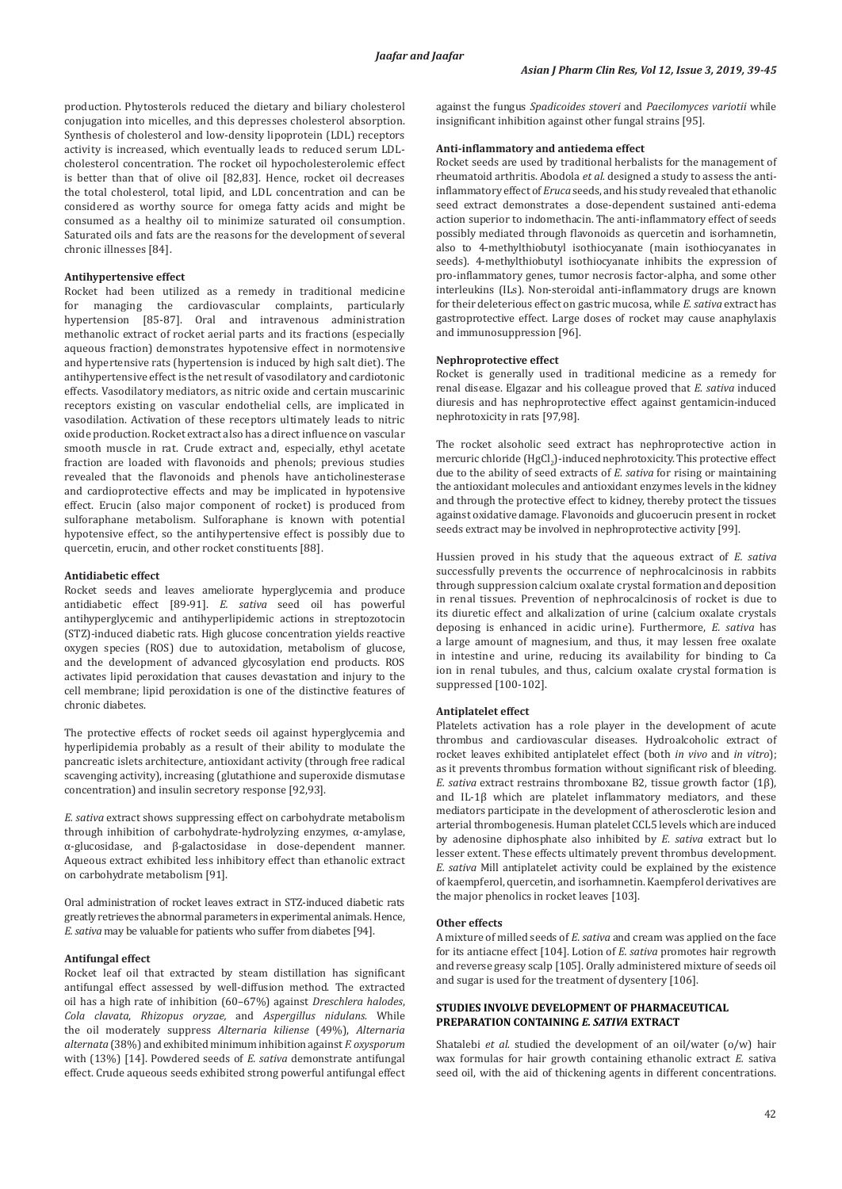production. Phytosterols reduced the dietary and biliary cholesterol conjugation into micelles, and this depresses cholesterol absorption. Synthesis of cholesterol and low-density lipoprotein (LDL) receptors activity is increased, which eventually leads to reduced serum LDL-cholesterol concentration. The rocket oil hypocholesterolemic effect is better than that of olive oil [82,83]. Hence, rocket oil decreases the total cholesterol, total lipid, and LDL concentration and can be considered as worthy source for omega fatty acids and might be consumed as a healthy oil to minimize saturated oil consumption. Saturated oils and fats are the reasons for the development of several chronic illnesses [84].

#### Antihypertensive effect

Rocket had been utilized as a remedy in traditional medicine for managing the cardiovascular complaints, particularly hypertension [85-87]. Oral and intravenous administration methanolic extract of rocket aerial parts and its fractions (especially aqueous fraction) demonstrates hypotensive effect in normotensive and hypertensive rats (hypertension is induced by high salt diet). The antihypertensive effect is the net result of vasodilatory and cardiotonic effects. Vasodilatory mediators, as nitric oxide and certain muscarinic receptors existing on vascular endothelial cells, are implicated in vasodilation. Activation of these receptors ultimately leads to nitric oxide production. Rocket extract also has a direct influence on vascular smooth muscle in rat. Crude extract and, especially, ethyl acetate fraction are loaded with flavonoids and phenols; previous studies revealed that the flavonoids and phenols have anticholinesterase and cardioprotective effects and may be implicated in hypotensive effect. Erucin (also major component of rocket) is produced from sulforaphane metabolism. Sulforaphane is known with potential hypotensive effect, so the antihypertensive effect is possibly due to quercetin, erucin, and other rocket constituents [88].

#### Antidiabetic effect

Rocket seeds and leaves ameliorate hyperglycemia and produce antidiabetic effect [89-91]. *E. sativa* seed oil has powerful antihyperglycemic and antihyperlipidemic actions in streptozotocin (STZ)-induced diabetic rats. High glucose concentration yields reactive oxygen species (ROS) due to autoxidation, metabolism of glucose, and the development of advanced glycosylation end products. ROS activates lipid peroxidation that causes devastation and injury to the cell membrane; lipid peroxidation is one of the distinctive features of chronic diabetes.

The protective effects of rocket seeds oil against hyperglycemia and hyperlipidemia probably as a result of their ability to modulate the pancreatic islets architecture, antioxidant activity (through free radical scavenging activity), increasing (glutathione and superoxide dismutase concentration) and insulin secretory response [92,93].

*E. sativa* extract shows suppressing effect on carbohydrate metabolism through inhibition of carbohydrate-hydrolyzing enzymes, α-amylase, α-glucosidase, and β-galactosidase in dose-dependent manner. Aqueous extract exhibited less inhibitory effect than ethanolic extract on carbohydrate metabolism [91].

Oral administration of rocket leaves extract in STZ-induced diabetic rats greatly retrieves the abnormal parameters in experimental animals. Hence, *E. sativa* may be valuable for patients who suffer from diabetes [94].

#### Antifungal effect

Rocket leaf oil that extracted by steam distillation has significant antifungal effect assessed by well-diffusion method. The extracted oil has a high rate of inhibition (60–67%) against *Dreschlera halodes*, *Cola clavata*, *Rhizopus oryzae,* and *Aspergillus nidulans.* While the oil moderately suppress *Alternaria kiliense* (49%), *Alternaria alternata* (38%) and exhibited minimum inhibition against *F. oxysporum* with (13%) [14]. Powdered seeds of *E. sativa* demonstrate antifungal effect. Crude aqueous seeds exhibited strong powerful antifungal effect against the fungus *Spadicoides stoveri* and *Paecilomyces variotii* while insignificant inhibition against other fungal strains [95].

#### Anti-inflammatory and antiedema effect

Rocket seeds are used by traditional herbalists for the management of rheumatoid arthritis. Abodola *et al.* designed a study to assess the anti-inflammatory effect of *Eruca* seeds, and his study revealed that ethanolic seed extract demonstrates a dose-dependent sustained anti-edema action superior to indomethacin. The anti-inflammatory effect of seeds possibly mediated through flavonoids as quercetin and isorhamnetin, also to 4-methylthiobutyl isothiocyanate (main isothiocyanates in seeds). 4-methylthiobutyl isothiocyanate inhibits the expression of pro-inflammatory genes, tumor necrosis factor-alpha, and some other interleukins (ILs). Non-steroidal anti-inflammatory drugs are known for their deleterious effect on gastric mucosa, while *E. sativa* extract has gastroprotective effect. Large doses of rocket may cause anaphylaxis and immunosuppression [96].

#### Nephroprotective effect

Rocket is generally used in traditional medicine as a remedy for renal disease. Elgazar and his colleague proved that *E. sativa* induced diuresis and has nephroprotective effect against gentamicin-induced nephrotoxicity in rats [97,98].

The rocket alsoholic seed extract has nephroprotective action in mercuric chloride ($HgCl_2$)-induced nephrotoxicity. This protective effect due to the ability of seed extracts of *E. sativa* for rising or maintaining the antioxidant molecules and antioxidant enzymes levels in the kidney and through the protective effect to kidney, thereby protect the tissues against oxidative damage. Flavonoids and glucoerucin present in rocket seeds extract may be involved in nephroprotective activity [99].

Hussien proved in his study that the aqueous extract of *E. sativa* successfully prevents the occurrence of nephrocalcinosis in rabbits through suppression calcium oxalate crystal formation and deposition in renal tissues. Prevention of nephrocalcinosis of rocket is due to its diuretic effect and alkalization of urine (calcium oxalate crystals deposing is enhanced in acidic urine). Furthermore, *E. sativa* has a large amount of magnesium, and thus, it may lessen free oxalate in intestine and urine, reducing its availability for binding to Ca ion in renal tubules, and thus, calcium oxalate crystal formation is suppressed [100-102].

#### Antiplatelet effect

Platelets activation has a role player in the development of acute thrombus and cardiovascular diseases. Hydroalcoholic extract of rocket leaves exhibited antiplatelet effect (both *in vivo* and *in vitro*); as it prevents thrombus formation without significant risk of bleeding. *E. sativa* extract restrains thromboxane B2, tissue growth factor (1β), and IL-1β which are platelet inflammatory mediators, and these mediators participate in the development of atherosclerotic lesion and arterial thrombogenesis. Human platelet CCL5 levels which are induced by adenosine diphosphate also inhibited by *E. sativa* extract but lo lesser extent. These effects ultimately prevent thrombus development. *E. sativa* Mill antiplatelet activity could be explained by the existence of kaempferol, quercetin, and isorhamnetin. Kaempferol derivatives are the major phenolics in rocket leaves [103].

#### Other effects

A mixture of milled seeds of *E. sativa* and cream was applied on the face for its antiacne effect [104]. Lotion of *E. sativa* promotes hair regrowth and reverse greasy scalp [105]. Orally administered mixture of seeds oil and sugar is used for the treatment of dysentery [106].

### STUDIES INVOLVE DEVELOPMENT OF PHARMACEUTICAL PREPARATION CONTAINING *E. SATIVA* EXTRACT

Shatalebi *et al.* studied the development of an oil/water (o/w) hair wax formulas for hair growth containing ethanolic extract *E.* sativa seed oil, with the aid of thickening agents in different concentrations.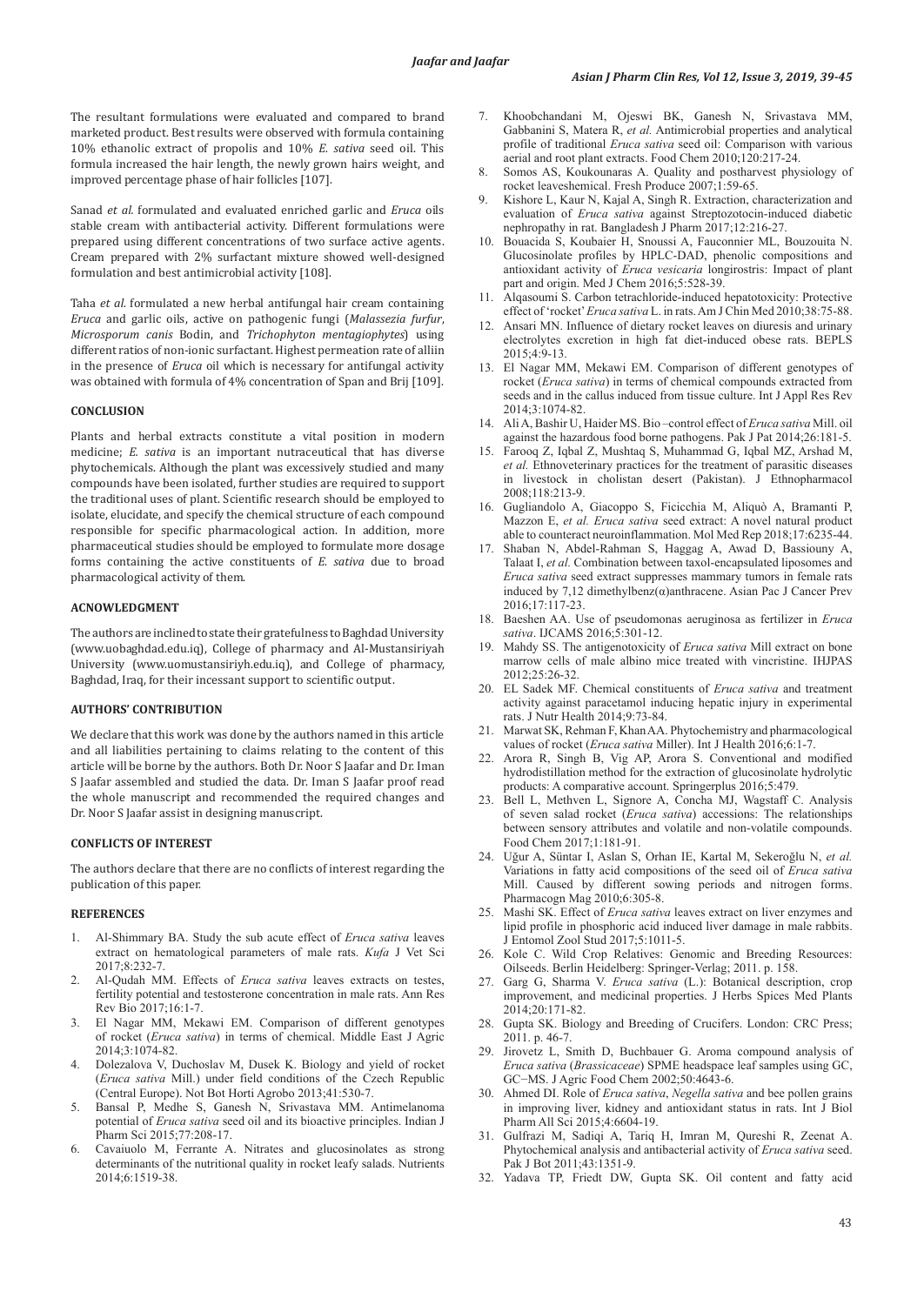The resultant formulations were evaluated and compared to brand marketed product. Best results were observed with formula containing 10% ethanolic extract of propolis and 10% *E. sativa* seed oil. This formula increased the hair length, the newly grown hairs weight, and improved percentage phase of hair follicles [107].

Sanad *et al*. formulated and evaluated enriched garlic and *Eruca* oils stable cream with antibacterial activity. Different formulations were prepared using different concentrations of two surface active agents. Cream prepared with 2% surfactant mixture showed well-designed formulation and best antimicrobial activity [108].

Taha *et al*. formulated a new herbal antifungal hair cream containing *Eruca* and garlic oils, active on pathogenic fungi (*Malassezia furfur*, *Microsporum canis* Bodin, and *Trichophyton mentagiophytes*) using different ratios of non-ionic surfactant. Highest permeation rate of alliin in the presence of *Eruca* oil which is necessary for antifungal activity was obtained with formula of 4% concentration of Span and Brij [109].

## CONCLUSION

Plants and herbal extracts constitute a vital position in modern medicine; *E. sativa* is an important nutraceutical that has diverse phytochemicals. Although the plant was excessively studied and many compounds have been isolated, further studies are required to support the traditional uses of plant. Scientific research should be employed to isolate, elucidate, and specify the chemical structure of each compound responsible for specific pharmacological action. In addition, more pharmaceutical studies should be employed to formulate more dosage forms containing the active constituents of *E. sativa* due to broad pharmacological activity of them.

## ACNOWLEDGMENT

The authors are inclined to state their gratefulness to Baghdad University (www.uobaghdad.edu.iq), College of pharmacy and Al-Mustansiriyah University (www.uomustansiriyh.edu.iq), and College of pharmacy, Baghdad, Iraq, for their incessant support to scientific output.

## AUTHORS' CONTRIBUTION

We declare that this work was done by the authors named in this article and all liabilities pertaining to claims relating to the content of this article will be borne by the authors. Both Dr. Noor S Jaafar and Dr. Iman S Jaafar assembled and studied the data. Dr. Iman S Jaafar proof read the whole manuscript and recommended the required changes and Dr. Noor S Jaafar assist in designing manuscript.

## CONFLICTS OF INTEREST

The authors declare that there are no conflicts of interest regarding the publication of this paper.

## REFERENCES

1. Al-Shimmary BA. Study the sub acute effect of *Eruca sativa* leaves extract on hematological parameters of male rats. *Kufa* J Vet Sci 2017;8:232-7.
2. Al-Qudah MM. Effects of *Eruca sativa* leaves extracts on testes, fertility potential and testosterone concentration in male rats. Ann Res Rev Bio 2017;16:1-7.
3. El Nagar MM, Mekawi EM. Comparison of different genotypes of rocket (*Eruca sativa*) in terms of chemical. Middle East J Agric 2014;3:1074-82.
4. Dolezalova V, Duchoslav M, Dusek K. Biology and yield of rocket (*Eruca sativa* Mill.) under field conditions of the Czech Republic (Central Europe). Not Bot Horti Agrobo 2013;41:530-7.
5. Bansal P, Medhe S, Ganesh N, Srivastava MM. Antimelanoma potential of *Eruca sativa* seed oil and its bioactive principles. Indian J Pharm Sci 2015;77:208-17.
6. Cavaiuolo M, Ferrante A. Nitrates and glucosinolates as strong determinants of the nutritional quality in rocket leafy salads. Nutrients 2014;6:1519-38.
7. Khoobchandani M, Ojeswi BK, Ganesh N, Srivastava MM, Gabbanini S, Matera R, *et al.* Antimicrobial properties and analytical profile of traditional *Eruca sativa* seed oil: Comparison with various aerial and root plant extracts. Food Chem 2010;120:217-24.
8. Somos AS, Koukounaras A. Quality and postharvest physiology of rocket leaveshemical. Fresh Produce 2007;1:59-65.
9. Kishore L, Kaur N, Kajal A, Singh R. Extraction, characterization and evaluation of *Eruca sativa* against Streptozotocin-induced diabetic nephropathy in rat. Bangladesh J Pharm 2017;12:216-27.
10. Bouacida S, Koubaier H, Snoussi A, Fauconnier ML, Bouzouita N. Glucosinolate profiles by HPLC-DAD, phenolic compositions and antioxidant activity of *Eruca vesicaria* longirostris: Impact of plant part and origin. Med J Chem 2016;5:528-39.
11. Alqasoumi S. Carbon tetrachloride-induced hepatotoxicity: Protective effect of 'rocket' *Eruca sativa* L. in rats. Am J Chin Med 2010;38:75-88.
12. Ansari MN. Influence of dietary rocket leaves on diuresis and urinary electrolytes excretion in high fat diet-induced obese rats. BEPLS 2015;4:9-13.
13. El Nagar MM, Mekawi EM. Comparison of different genotypes of rocket (*Eruca sativa*) in terms of chemical compounds extracted from seeds and in the callus induced from tissue culture. Int J Appl Res Rev 2014;3:1074-82.
14. Ali A, Bashir U, Haider MS. Bio –control effect of *Eruca sativa* Mill. oil against the hazardous food borne pathogens. Pak J Pat 2014;26:181-5.
15. Farooq Z, Iqbal Z, Mushtaq S, Muhammad G, Iqbal MZ, Arshad M, *et al.* Ethnoveterinary practices for the treatment of parasitic diseases in livestock in cholistan desert (Pakistan). J Ethnopharmacol 2008;118:213-9.
16. Gugliandolo A, Giacoppo S, Ficicchia M, Aliquò A, Bramanti P, Mazzon E, *et al. Eruca sativa* seed extract: A novel natural product able to counteract neuroinflammation. Mol Med Rep 2018;17:6235-44.
17. Shaban N, Abdel-Rahman S, Haggag A, Awad D, Bassiouny A, Talaat I, *et al.* Combination between taxol-encapsulated liposomes and *Eruca sativa* seed extract suppresses mammary tumors in female rats induced by 7,12 dimethylbenz(α)anthracene. Asian Pac J Cancer Prev 2016;17:117-23.
18. Baeshen AA. Use of pseudomonas aeruginosa as fertilizer in *Eruca sativa*. IJCAMS 2016;5:301-12.
19. Mahdy SS. The antigenotoxicity of *Eruca sativa* Mill extract on bone marrow cells of male albino mice treated with vincristine. IHJPAS 2012;25:26-32.
20. EL Sadek MF. Chemical constituents of *Eruca sativa* and treatment activity against paracetamol inducing hepatic injury in experimental rats. J Nutr Health 2014;9:73-84.
21. Marwat SK, Rehman F, Khan AA. Phytochemistry and pharmacological values of rocket (*Eruca sativa* Miller). Int J Health 2016;6:1-7.
22. Arora R, Singh B, Vig AP, Arora S. Conventional and modified hydrodistillation method for the extraction of glucosinolate hydrolytic products: A comparative account. Springerplus 2016;5:479.
23. Bell L, Methven L, Signore A, Concha MJ, Wagstaff C. Analysis of seven salad rocket (*Eruca sativa*) accessions: The relationships between sensory attributes and volatile and non-volatile compounds. Food Chem 2017;1:181-91.
24. Uğur A, Süntar I, Aslan S, Orhan IE, Kartal M, Sekeroğlu N, *et al.* Variations in fatty acid compositions of the seed oil of *Eruca sativa* Mill. Caused by different sowing periods and nitrogen forms. Pharmacogn Mag 2010;6:305-8.
25. Mashi SK. Effect of *Eruca sativa* leaves extract on liver enzymes and lipid profile in phosphoric acid induced liver damage in male rabbits. J Entomol Zool Stud 2017;5:1011-5.
26. Kole C. Wild Crop Relatives: Genomic and Breeding Resources: Oilseeds. Berlin Heidelberg: Springer-Verlag; 2011. p. 158.
27. Garg G, Sharma V. *Eruca sativa* (L.): Botanical description, crop improvement, and medicinal properties. J Herbs Spices Med Plants 2014;20:171-82.
28. Gupta SK. Biology and Breeding of Crucifers. London: CRC Press; 2011. p. 46-7.
29. Jirovetz L, Smith D, Buchbauer G. Aroma compound analysis of *Eruca sativa* (*Brassicaceae*) SPME headspace leaf samples using GC, GC−MS. J Agric Food Chem 2002;50:4643-6.
30. Ahmed DI. Role of *Eruca sativa*, *Negella sativa* and bee pollen grains in improving liver, kidney and antioxidant status in rats. Int J Biol Pharm All Sci 2015;4:6604-19.
31. Gulfrazi M, Sadiqi A, Tariq H, Imran M, Qureshi R, Zeenat A. Phytochemical analysis and antibacterial activity of *Eruca sativa* seed. Pak J Bot 2011;43:1351-9.
32. Yadava TP, Friedt DW, Gupta SK. Oil content and fatty acid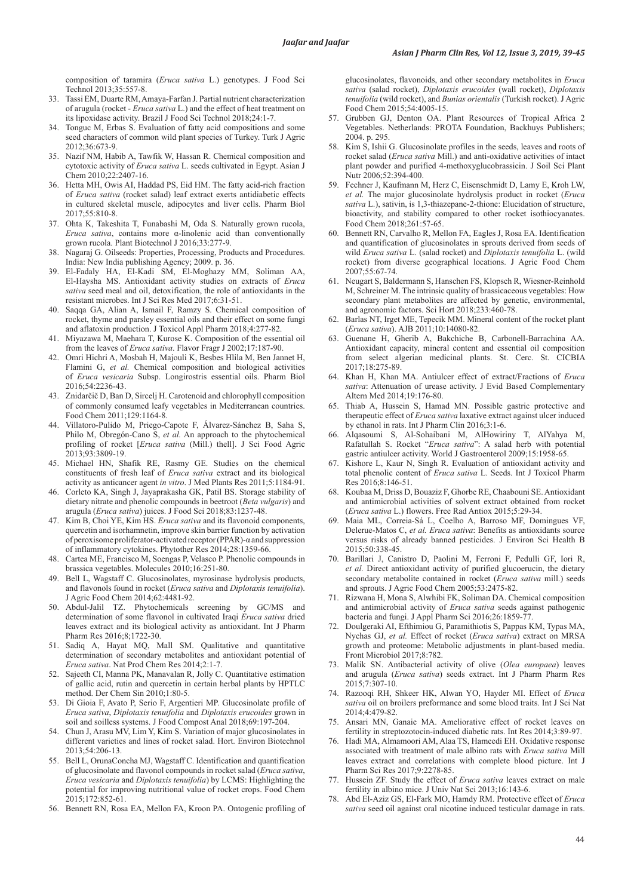composition of taramira (*Eruca sativa* L.) genotypes. J Food Sci Technol 2013;35:557-8.

33. Tassi EM, Duarte RM, Amaya-Farfan J. Partial nutrient characterization of arugula (rocket - *Eruca sativa* L.) and the effect of heat treatment on its lipoxidase activity. Brazil J Food Sci Technol 2018;24:1-7.
34. Tonguc M, Erbas S. Evaluation of fatty acid compositions and some seed characters of common wild plant species of Turkey. Turk J Agric 2012;36:673-9.
35. Nazif NM, Habib A, Tawfik W, Hassan R. Chemical composition and cytotoxic activity of *Eruca sativa* L. seeds cultivated in Egypt. Asian J Chem 2010;22:2407-16.
36. Hetta MH, Owis AI, Haddad PS, Eid HM. The fatty acid-rich fraction of *Eruca sativa* (rocket salad) leaf extract exerts antidiabetic effects in cultured skeletal muscle, adipocytes and liver cells. Pharm Biol 2017;55:810-8.
37. Ohta K, Takeshita T, Funabashi M, Oda S. Naturally grown rucola, *Eruca sativa*, contains more α-linolenic acid than conventionally grown rucola. Plant Biotechnol J 2016;33:277-9.
38. Nagaraj G. Oilseeds: Properties, Processing, Products and Procedures. India: New India publishing Agency; 2009. p. 36.
39. El-Fadaly HA, El-Kadi SM, El-Moghazy MM, Soliman AA, El-Haysha MS. Antioxidant activity studies on extracts of *Eruca sativa* seed meal and oil, detoxification, the role of antioxidants in the resistant microbes. Int J Sci Res Med 2017;6:31-51.
40. Saqqa GA, Alian A, Ismail F, Ramzy S. Chemical composition of rocket, thyme and parsley essential oils and their effect on some fungi and aflatoxin production. J Toxicol Appl Pharm 2018;4:277-82.
41. Miyazawa M, Maehara T, Kurose K. Composition of the essential oil from the leaves of *Eruca sativa*. Flavor Fragr J 2002;17:187-90.
42. Omri Hichri A, Mosbah H, Majouli K, Besbes Hlila M, Ben Jannet H, Flamini G, *et al.* Chemical composition and biological activities of *Eruca vesicaria* Subsp. Longirostris essential oils. Pharm Biol 2016;54:2236-43.
43. Znidarčič D, Ban D, Sircelj H. Carotenoid and chlorophyll composition of commonly consumed leafy vegetables in Mediterranean countries. Food Chem 2011;129:1164-8.
44. Villatoro-Pulido M, Priego-Capote F, Álvarez-Sánchez B, Saha S, Philo M, Obregón-Cano S, *et al.* An approach to the phytochemical profiling of rocket [*Eruca sativa* (Mill.) thell]. J Sci Food Agric 2013;93:3809-19.
45. Michael HN, Shafik RE, Rasmy GE. Studies on the chemical constituents of fresh leaf of *Eruca sativa* extract and its biological activity as anticancer agent *in vitro*. J Med Plants Res 2011;5:1184-91.
46. Corleto KA, Singh J, Jayaprakasha GK, Patil BS. Storage stability of dietary nitrate and phenolic compounds in beetroot (*Beta vulgaris*) and arugula (*Eruca sativa*) juices. J Food Sci 2018;83:1237-48.
47. Kim B, Choi YE, Kim HS. *Eruca sativa* and its flavonoid components, quercetin and isorhamnetin, improve skin barrier function by activation of peroxisome proliferator-activated receptor (PPAR)-α and suppression of inflammatory cytokines. Phytother Res 2014;28:1359-66.
48. Cartea ME, Francisco M, Soengas P, Velasco P. Phenolic compounds in brassica vegetables. Molecules 2010;16:251-80.
49. Bell L, Wagstaff C. Glucosinolates, myrosinase hydrolysis products, and flavonols found in rocket (*Eruca sativa* and *Diplotaxis tenuifolia*). J Agric Food Chem 2014;62:4481-92.
50. Abdul-Jalil TZ. Phytochemicals screening by GC/MS and determination of some flavonol in cultivated Iraqi *Eruca sativa* dried leaves extract and its biological activity as antioxidant. Int J Pharm Pharm Res 2016;8;1722-30.
51. Sadiq A, Hayat MQ, Mall SM. Qualitative and quantitative determination of secondary metabolites and antioxidant potential of *Eruca sativa*. Nat Prod Chem Res 2014;2:1-7.
52. Sajeeth CI, Manna PK, Manavalan R, Jolly C. Quantitative estimation of gallic acid, rutin and quercetin in certain herbal plants by HPTLC method. Der Chem Sin 2010;1:80-5.
53. Di Gioia F, Avato P, Serio F, Argentieri MP. Glucosinolate profile of *Eruca sativa*, *Diplotaxis tenuifolia* and *Diplotaxis erucoides* grown in soil and soilless systems. J Food Compost Anal 2018;69:197-204.
54. Chun J, Arasu MV, Lim Y, Kim S. Variation of major glucosinolates in different varieties and lines of rocket salad. Hort. Environ Biotechnol 2013;54:206-13.
55. Bell L, OrunaConcha MJ, Wagstaff C. Identification and quantification of glucosinolate and flavonol compounds in rocket salad (*Eruca sativa*, *Eruca vesicaria* and *Diplotaxis tenuifolia*) by LCMS: Highlighting the potential for improving nutritional value of rocket crops. Food Chem 2015;172:852-61.
56. Bennett RN, Rosa EA, Mellon FA, Kroon PA. Ontogenic profiling of glucosinolates, flavonoids, and other secondary metabolites in *Eruca sativa* (salad rocket), *Diplotaxis erucoides* (wall rocket), *Diplotaxis tenuifolia* (wild rocket), and *Bunias orientalis* (Turkish rocket). J Agric Food Chem 2015;54:4005-15.
57. Grubben GJ, Denton OA. Plant Resources of Tropical Africa 2 Vegetables. Netherlands: PROTA Foundation, Backhuys Publishers; 2004. p. 295.
58. Kim S, Ishii G. Glucosinolate profiles in the seeds, leaves and roots of rocket salad (*Eruca sativa* Mill.) and anti-oxidative activities of intact plant powder and purified 4-methoxyglucobrassicin. J Soil Sci Plant Nutr 2006;52:394-400.
59. Fechner J, Kaufmann M, Herz C, Eisenschmidt D, Lamy E, Kroh LW, *et al.* The major glucosinolate hydrolysis product in rocket (*Eruca sativa* L.), sativin, is 1,3-thiazepane-2-thione: Elucidation of structure, bioactivity, and stability compared to other rocket isothiocyanates. Food Chem 2018;261:57-65.
60. Bennett RN, Carvalho R, Mellon FA, Eagles J, Rosa EA. Identification and quantification of glucosinolates in sprouts derived from seeds of wild *Eruca sativa* L. (salad rocket) and *Diplotaxis tenuifolia* L. (wild rocket) from diverse geographical locations. J Agric Food Chem 2007;55:67-74.
61. Neugart S, Baldermann S, Hanschen FS, Klopsch R, Wiesner-Reinhold M, Schreiner M. The intrinsic quality of brassicaceous vegetables: How secondary plant metabolites are affected by genetic, environmental, and agronomic factors. Sci Hort 2018;233:460-78.
62. Barlas NT, Irget ME, Tepecik MM. Mineral content of the rocket plant (*Eruca sativa*). AJB 2011;10:14080-82.
63. Guenane H, Gherib A, Bakchiche B, Carbonell-Barrachina AA. Antioxidant capacity, mineral content and essential oil composition from select algerian medicinal plants. St. Cerc. St. CICBIA 2017;18:275-89.
64. Khan H, Khan MA. Antiulcer effect of extract/Fractions of *Eruca sativa*: Attenuation of urease activity. J Evid Based Complementary Altern Med 2014;19:176-80.
65. Thiab A, Hussein S, Hamad MN. Possible gastric protective and therapeutic effect of *Eruca sativa* laxative extract against ulcer induced by ethanol in rats. Int J Pharm Clin 2016;3:1-6.
66. Alqasoumi S, Al-Sohaibani M, AlHowiriny T, AlYahya M, Rafatullah S. Rocket "*Eruca sativa*": A salad herb with potential gastric antiulcer activity. World J Gastroenterol 2009;15:1958-65.
67. Kishore L, Kaur N, Singh R. Evaluation of antioxidant activity and total phenolic content of *Eruca sativa* L. Seeds. Int J Toxicol Pharm Res 2016;8:146-51.
68. Koubaa M, Driss D, Bouaziz F, Ghorbe RE, Chaabouni SE. Antioxidant and antimicrobial activities of solvent extract obtained from rocket (*Eruca sativa* L.) flowers. Free Rad Antiox 2015;5:29-34.
69. Maia ML, Correia-Sá L, Coelho A, Barroso MF, Domingues VF, Delerue-Matos C, *et al. Eruca sativa*: Benefits as antioxidants source versus risks of already banned pesticides. J Environ Sci Health B 2015;50:338-45.
70. Barillari J, Canistro D, Paolini M, Ferroni F, Pedulli GF, Iori R, *et al.* Direct antioxidant activity of purified glucoerucin, the dietary secondary metabolite contained in rocket (*Eruca sativa* mill.) seeds and sprouts. J Agric Food Chem 2005;53:2475-82.
71. Rizwana H, Mona S, Alwhibi FK, Soliman DA. Chemical composition and antimicrobial activity of *Eruca sativa* seeds against pathogenic bacteria and fungi. J Appl Pharm Sci 2016;26:1859-77.
72. Doulgeraki AI, Efthimiou G, Paramithiotis S, Pappas KM, Typas MA, Nychas GJ, *et al.* Effect of rocket (*Eruca sativa*) extract on MRSA growth and proteome: Metabolic adjustments in plant-based media. Front Microbiol 2017;8:782.
73. Malik SN. Antibacterial activity of olive (*Olea europaea*) leaves and arugula (*Eruca sativa*) seeds extract. Int J Pharm Pharm Res 2015;7:307-10.
74. Razooqi RH, Shker HK, Alwan YO, Hayder MI. Effect of *Eruca sativa* oil on broilers preformance and some blood traits. Int J Sci Nat 2014;4:479-82.
75. Ansari MN, Ganaie MA. Ameliorative effect of rocket leaves on fertility in streptozotocin-induced diabetic rats. Int Res 2014;3:89-97.
76. Hadi MA, Almamoori AM, Alaa TS, Hameedi EH. Oxidative response associated with treatment of male albino rats with *Eruca sativa* Mill leaves extract and correlations with complete blood picture. Int J Pharm Sci Res 2017;9:2278-85.
77. Hussein ZF. Study the effect of *Eruca sativa* leaves extract on male fertility in albino mice. J Univ Nat Sci 2013;16:143-6.
78. Abd El-Aziz GS, El-Fark MO, Hamdy RM. Protective effect of *Eruca sativa* seed oil against oral nicotine induced testicular damage in rats.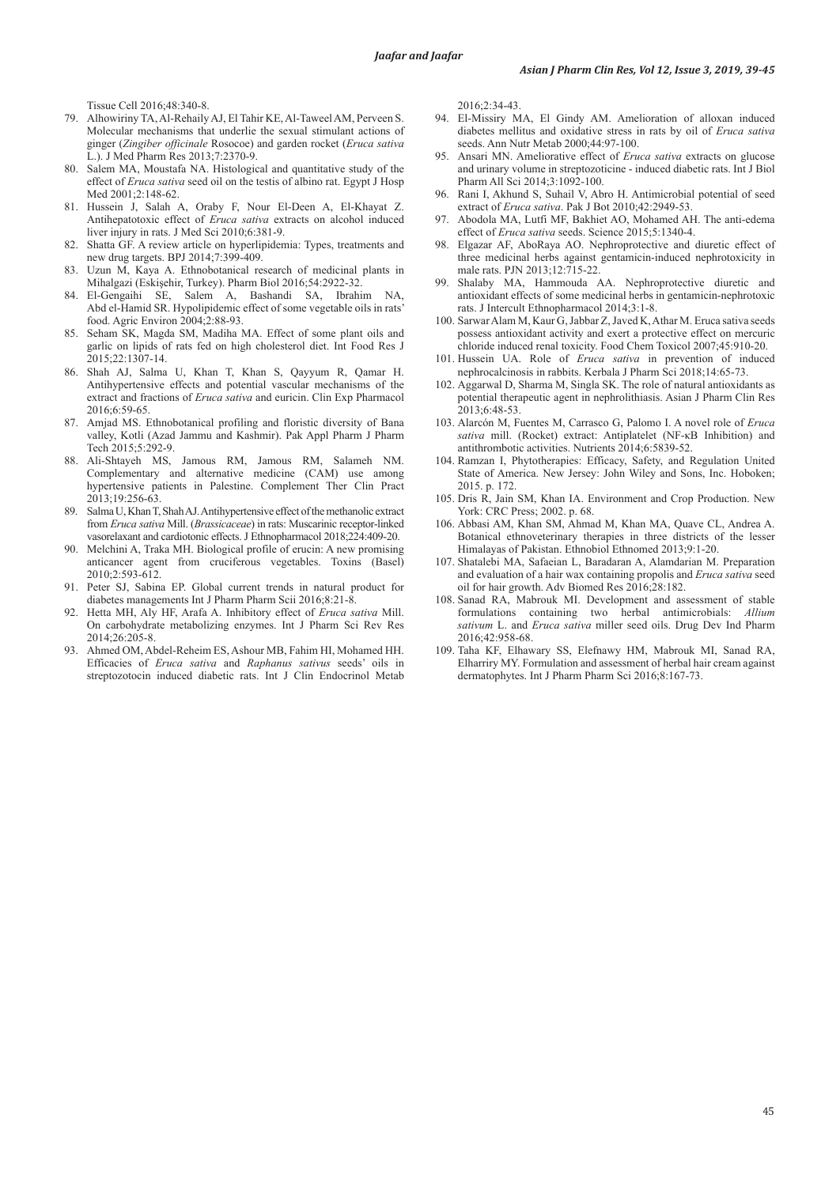Tissue Cell 2016;48:340-8.

79. Alhowiriny TA, Al-Rehaily AJ, El Tahir KE, Al-Taweel AM, Perveen S. Molecular mechanisms that underlie the sexual stimulant actions of ginger (*Zingiber officinale* Rosocoe) and garden rocket (*Eruca sativa* L.). J Med Pharm Res 2013;7:2370-9.
80. Salem MA, Moustafa NA. Histological and quantitative study of the effect of *Eruca sativa* seed oil on the testis of albino rat. Egypt J Hosp Med 2001;2:148-62.
81. Hussein J, Salah A, Oraby F, Nour El-Deen A, El-Khayat Z. Antihepatotoxic effect of *Eruca sativa* extracts on alcohol induced liver injury in rats. J Med Sci 2010;6:381-9.
82. Shatta GF. A review article on hyperlipidemia: Types, treatments and new drug targets. BPJ 2014;7:399-409.
83. Uzun M, Kaya A. Ethnobotanical research of medicinal plants in Mihalgazi (Eskişehir, Turkey). Pharm Biol 2016;54:2922-32.
84. El-Gengaihi SE, Salem A, Bashandi SA, Ibrahim NA, Abd el-Hamid SR. Hypolipidemic effect of some vegetable oils in rats' food. Agric Environ 2004;2:88-93.
85. Seham SK, Magda SM, Madiha MA. Effect of some plant oils and garlic on lipids of rats fed on high cholesterol diet. Int Food Res J 2015;22:1307-14.
86. Shah AJ, Salma U, Khan T, Khan S, Qayyum R, Qamar H. Antihypertensive effects and potential vascular mechanisms of the extract and fractions of *Eruca sativa* and euricin. Clin Exp Pharmacol 2016;6:59-65.
87. Amjad MS. Ethnobotanical profiling and floristic diversity of Bana valley, Kotli (Azad Jammu and Kashmir). Pak Appl Pharm J Pharm Tech 2015;5:292-9.
88. Ali-Shtayeh MS, Jamous RM, Jamous RM, Salameh NM. Complementary and alternative medicine (CAM) use among hypertensive patients in Palestine. Complement Ther Clin Pract 2013;19:256-63.
89. Salma U, Khan T, Shah AJ. Antihypertensive effect of the methanolic extract from *Eruca sativa* Mill. (*Brassicaceae*) in rats: Muscarinic receptor-linked vasorelaxant and cardiotonic effects. J Ethnopharmacol 2018;224:409-20.
90. Melchini A, Traka MH. Biological profile of erucin: A new promising anticancer agent from cruciferous vegetables. Toxins (Basel) 2010;2:593-612.
91. Peter SJ, Sabina EP. Global current trends in natural product for diabetes managements Int J Pharm Pharm Scii 2016;8:21-8.
92. Hetta MH, Aly HF, Arafa A. Inhibitory effect of *Eruca sativa* Mill. On carbohydrate metabolizing enzymes. Int J Pharm Sci Rev Res 2014;26:205-8.
93. Ahmed OM, Abdel-Reheim ES, Ashour MB, Fahim HI, Mohamed HH. Efficacies of *Eruca sativa* and *Raphanus sativus* seeds' oils in streptozotocin induced diabetic rats. Int J Clin Endocrinol Metab 2016;2:34-43.
94. El-Missiry MA, El Gindy AM. Amelioration of alloxan induced diabetes mellitus and oxidative stress in rats by oil of *Eruca sativa* seeds. Ann Nutr Metab 2000;44:97-100.
95. Ansari MN. Ameliorative effect of *Eruca sativa* extracts on glucose and urinary volume in streptozoticine - induced diabetic rats. Int J Biol Pharm All Sci 2014;3:1092-100.
96. Rani I, Akhund S, Suhail V, Abro H. Antimicrobial potential of seed extract of *Eruca sativa*. Pak J Bot 2010;42:2949-53.
97. Abodola MA, Lutfi MF, Bakhiet AO, Mohamed AH. The anti-edema effect of *Eruca sativa* seeds. Science 2015;5:1340-4.
98. Elgazar AF, AboRaya AO. Nephroprotective and diuretic effect of three medicinal herbs against gentamicin-induced nephrotoxicity in male rats. PJN 2013;12:715-22.
99. Shalaby MA, Hammouda AA. Nephroprotective diuretic and antioxidant effects of some medicinal herbs in gentamicin-nephrotoxic rats. J Intercult Ethnopharmacol 2014;3:1-8.
100. Sarwar Alam M, Kaur G, Jabbar Z, Javed K, Athar M. Eruca sativa seeds possess antioxidant activity and exert a protective effect on mercuric chloride induced renal toxicity. Food Chem Toxicol 2007;45:910-20.
101. Hussein UA. Role of *Eruca sativa* in prevention of induced nephrocalcinosis in rabbits. Kerbala J Pharm Sci 2018;14:65-73.
102. Aggarwal D, Sharma M, Singla SK. The role of natural antioxidants as potential therapeutic agent in nephrolithiasis. Asian J Pharm Clin Res 2013;6:48-53.
103. Alarcón M, Fuentes M, Carrasco G, Palomo I. A novel role of *Eruca sativa* mill. (Rocket) extract: Antiplatelet (NF-κB Inhibition) and antithrombotic activities. Nutrients 2014;6:5839-52.
104. Ramzan I, Phytotherapies: Efficacy, Safety, and Regulation United State of America. New Jersey: John Wiley and Sons, Inc. Hoboken; 2015. p. 172.
105. Dris R, Jain SM, Khan IA. Environment and Crop Production. New York: CRC Press; 2002. p. 68.
106. Abbasi AM, Khan SM, Ahmad M, Khan MA, Quave CL, Andrea A. Botanical ethnoveterinary therapies in three districts of the lesser Himalayas of Pakistan. Ethnobiol Ethnomed 2013;9:1-20.
107. Shatalebi MA, Safaeian L, Baradaran A, Alamdarian M. Preparation and evaluation of a hair wax containing propolis and *Eruca sativa* seed oil for hair growth. Adv Biomed Res 2016;28:182.
108. Sanad RA, Mabrouk MI. Development and assessment of stable formulations containing two herbal antimicrobials: *Allium sativum* L. and *Eruca sativa* miller seed oils. Drug Dev Ind Pharm 2016;42:958-68.
109. Taha KF, Elhawary SS, Elefnawy HM, Mabrouk MI, Sanad RA, Elharriry MY. Formulation and assessment of herbal hair cream against dermatophytes. Int J Pharm Pharm Sci 2016;8:167-73.